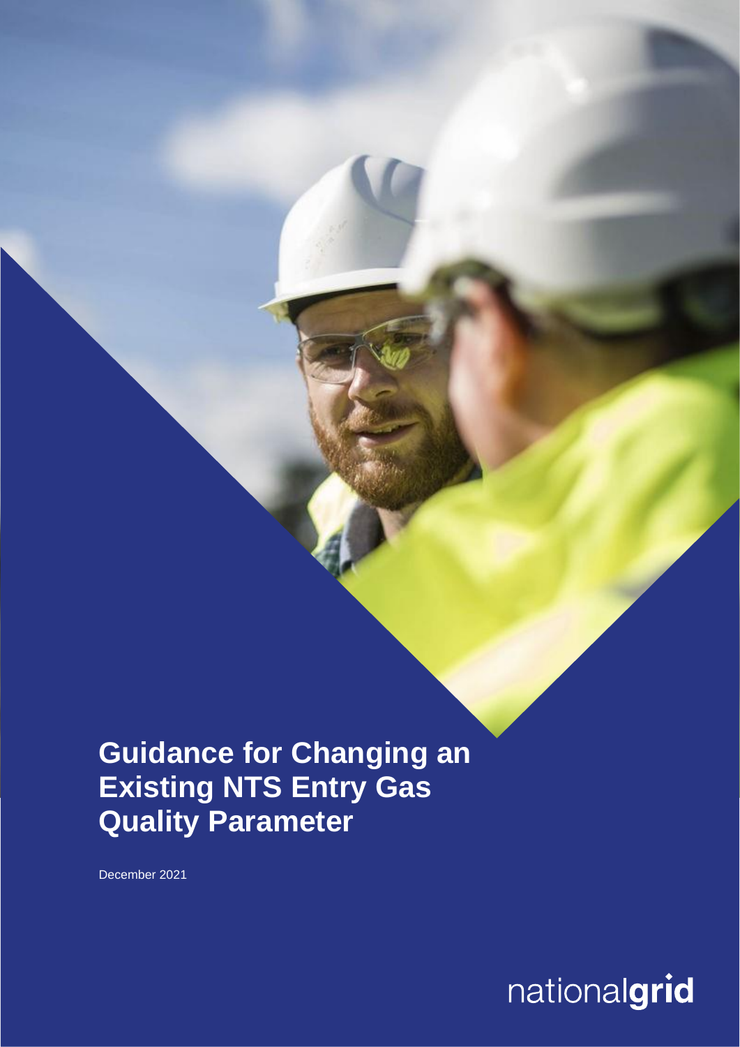# Guidance for Changing an Existing NTS Entry Gas Quality Parameter

December 2021

nationalgrid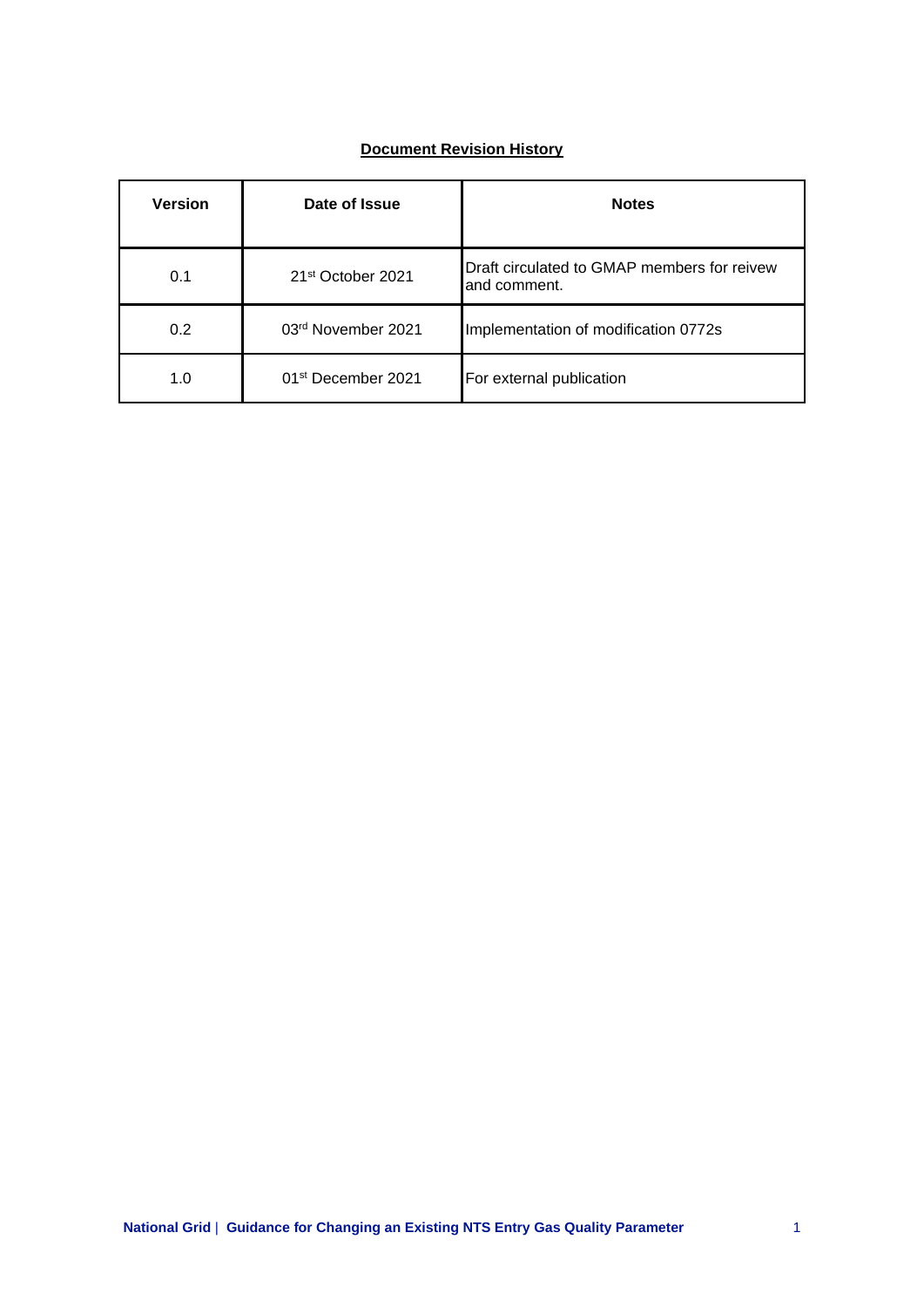**Document Revision History**

| Version | Date of Issue | Notes |
|---|---|---|
| 0.1 | 21st October 2021 | Draft circulated to GMAP members for reivew and comment. |
| 0.2 | 03rd November 2021 | Implementation of modification 0772s |
| 1.0 | 01st December 2021 | For external publication |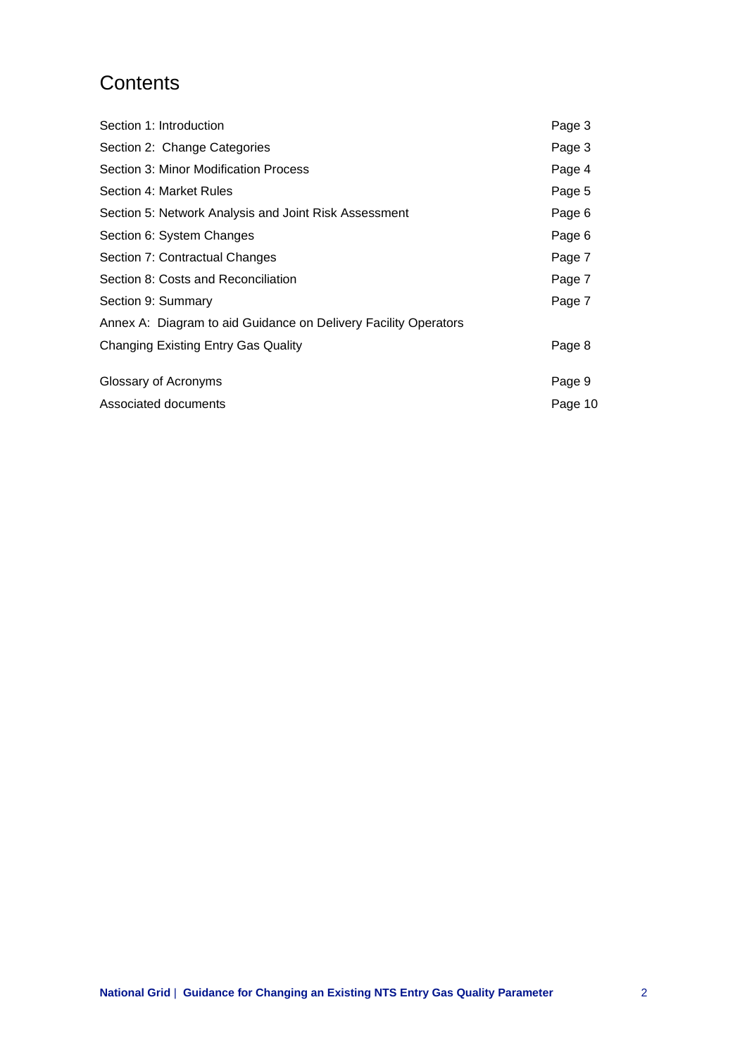# Contents

| | |
|---|---|
| Section 1: Introduction | Page 3 |
| Section 2: Change Categories | Page 3 |
| Section 3: Minor Modification Process | Page 4 |
| Section 4: Market Rules | Page 5 |
| Section 5: Network Analysis and Joint Risk Assessment | Page 6 |
| Section 6: System Changes | Page 6 |
| Section 7: Contractual Changes | Page 7 |
| Section 8: Costs and Reconciliation | Page 7 |
| Section 9: Summary | Page 7 |
| Annex A: Diagram to aid Guidance on Delivery Facility Operators Changing Existing Entry Gas Quality | Page 8 |
| Glossary of Acronyms | Page 9 |
| Associated documents | Page 10 |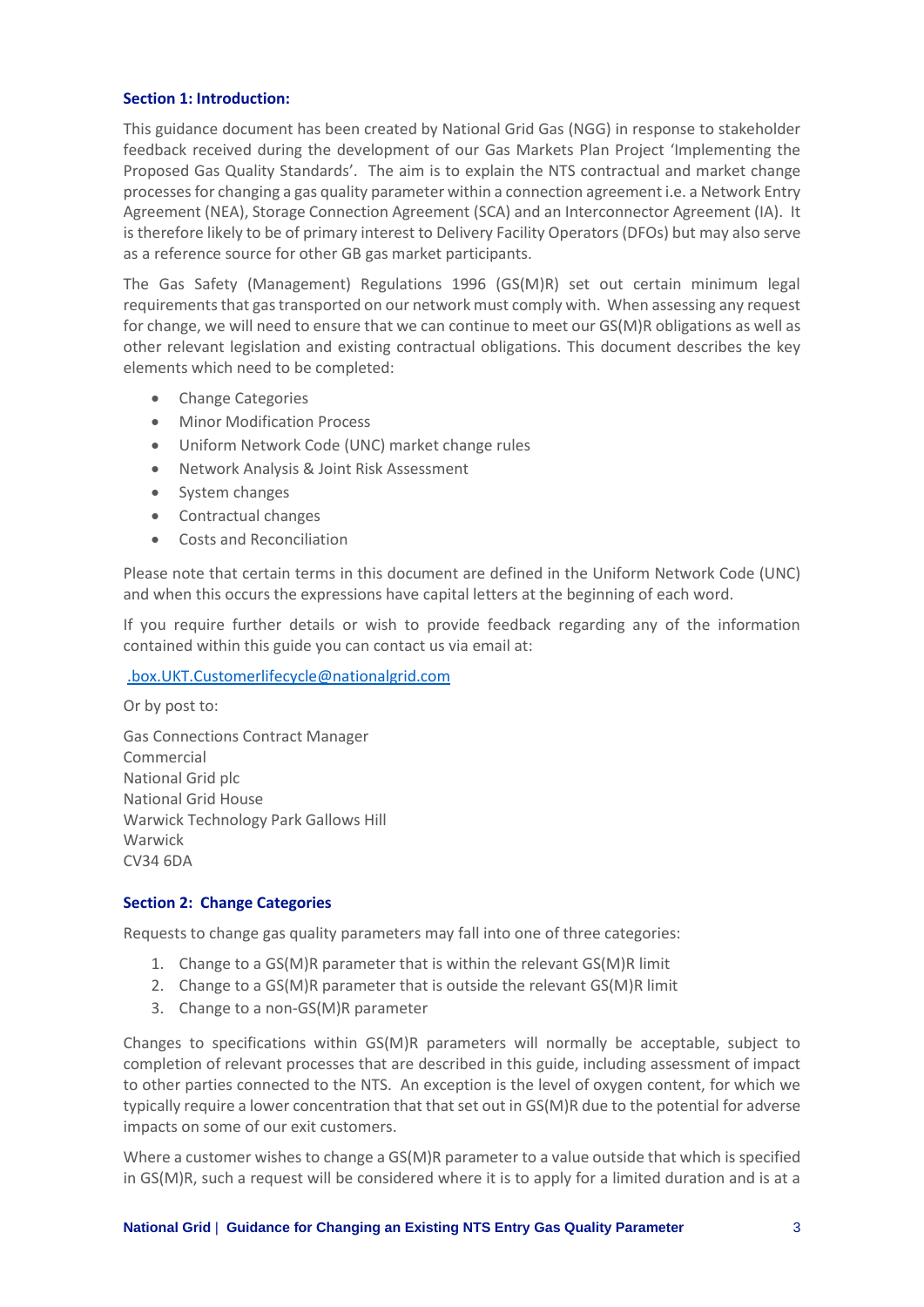## Section 1: Introduction:

This guidance document has been created by National Grid Gas (NGG) in response to stakeholder feedback received during the development of our Gas Markets Plan Project 'Implementing the Proposed Gas Quality Standards'. The aim is to explain the NTS contractual and market change processes for changing a gas quality parameter within a connection agreement i.e. a Network Entry Agreement (NEA), Storage Connection Agreement (SCA) and an Interconnector Agreement (IA). It is therefore likely to be of primary interest to Delivery Facility Operators (DFOs) but may also serve as a reference source for other GB gas market participants.

The Gas Safety (Management) Regulations 1996 (GS(M)R) set out certain minimum legal requirements that gas transported on our network must comply with. When assessing any request for change, we will need to ensure that we can continue to meet our GS(M)R obligations as well as other relevant legislation and existing contractual obligations. This document describes the key elements which need to be completed:

- Change Categories
- Minor Modification Process
- Uniform Network Code (UNC) market change rules
- Network Analysis & Joint Risk Assessment
- System changes
- Contractual changes
- Costs and Reconciliation

Please note that certain terms in this document are defined in the Uniform Network Code (UNC) and when this occurs the expressions have capital letters at the beginning of each word.

If you require further details or wish to provide feedback regarding any of the information contained within this guide you can contact us via email at:

.box.UKT.Customerlifecycle@nationalgrid.com

Or by post to:

Gas Connections Contract Manager
Commercial
National Grid plc
National Grid House
Warwick Technology Park Gallows Hill
Warwick
CV34 6DA

## Section 2: Change Categories

Requests to change gas quality parameters may fall into one of three categories:

1. Change to a GS(M)R parameter that is within the relevant GS(M)R limit
2. Change to a GS(M)R parameter that is outside the relevant GS(M)R limit
3. Change to a non-GS(M)R parameter

Changes to specifications within GS(M)R parameters will normally be acceptable, subject to completion of relevant processes that are described in this guide, including assessment of impact to other parties connected to the NTS. An exception is the level of oxygen content, for which we typically require a lower concentration that that set out in GS(M)R due to the potential for adverse impacts on some of our exit customers.

Where a customer wishes to change a GS(M)R parameter to a value outside that which is specified in GS(M)R, such a request will be considered where it is to apply for a limited duration and is at a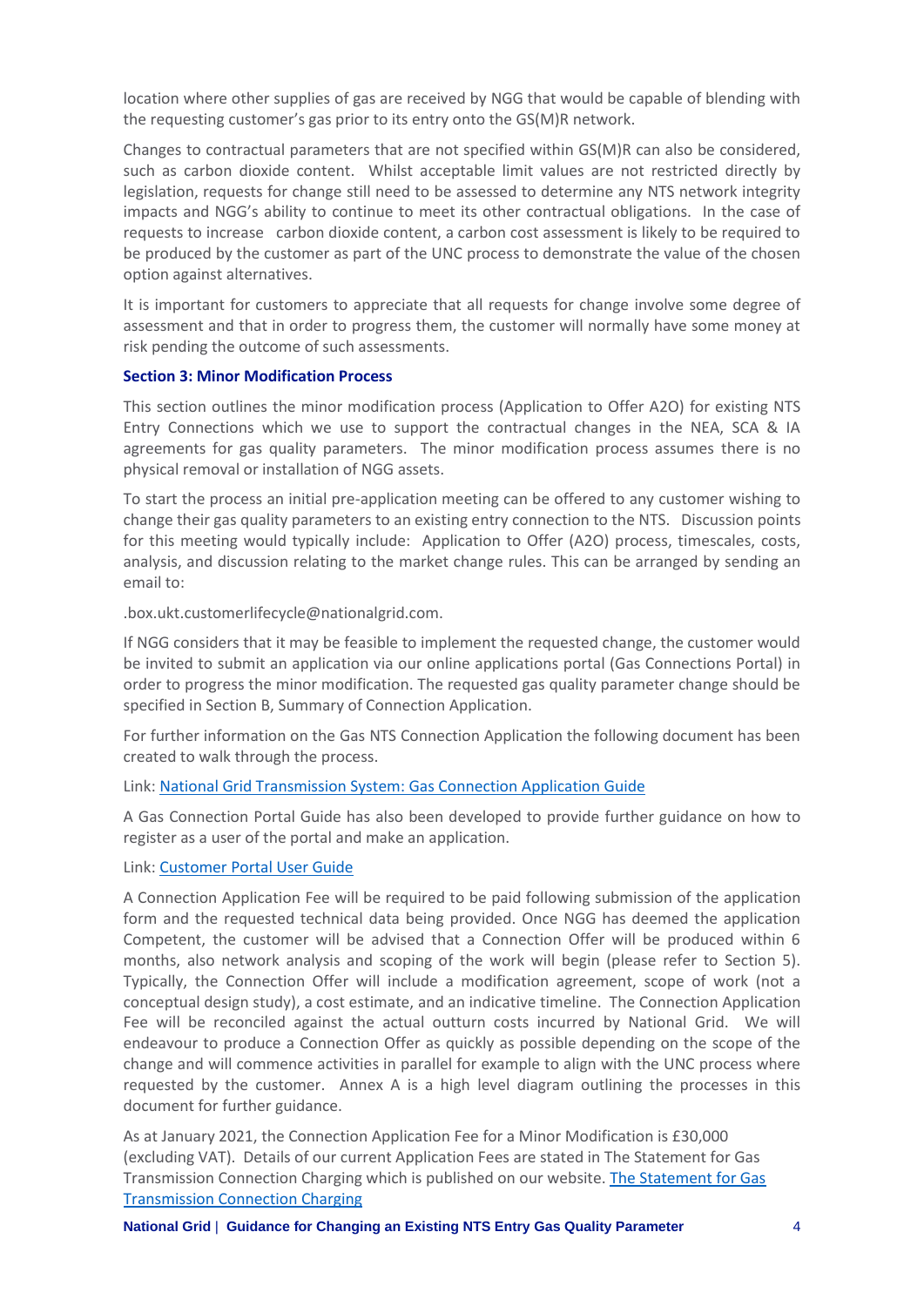location where other supplies of gas are received by NGG that would be capable of blending with the requesting customer's gas prior to its entry onto the GS(M)R network.

Changes to contractual parameters that are not specified within GS(M)R can also be considered, such as carbon dioxide content. Whilst acceptable limit values are not restricted directly by legislation, requests for change still need to be assessed to determine any NTS network integrity impacts and NGG's ability to continue to meet its other contractual obligations. In the case of requests to increase carbon dioxide content, a carbon cost assessment is likely to be required to be produced by the customer as part of the UNC process to demonstrate the value of the chosen option against alternatives.

It is important for customers to appreciate that all requests for change involve some degree of assessment and that in order to progress them, the customer will normally have some money at risk pending the outcome of such assessments.

## Section 3: Minor Modification Process

This section outlines the minor modification process (Application to Offer A2O) for existing NTS Entry Connections which we use to support the contractual changes in the NEA, SCA & IA agreements for gas quality parameters. The minor modification process assumes there is no physical removal or installation of NGG assets.

To start the process an initial pre-application meeting can be offered to any customer wishing to change their gas quality parameters to an existing entry connection to the NTS. Discussion points for this meeting would typically include: Application to Offer (A2O) process, timescales, costs, analysis, and discussion relating to the market change rules. This can be arranged by sending an email to:

.box.ukt.customerlifecycle@nationalgrid.com.

If NGG considers that it may be feasible to implement the requested change, the customer would be invited to submit an application via our online applications portal (Gas Connections Portal) in order to progress the minor modification. The requested gas quality parameter change should be specified in Section B, Summary of Connection Application.

For further information on the Gas NTS Connection Application the following document has been created to walk through the process.

Link: National Grid Transmission System: Gas Connection Application Guide

A Gas Connection Portal Guide has also been developed to provide further guidance on how to register as a user of the portal and make an application.

Link: Customer Portal User Guide

A Connection Application Fee will be required to be paid following submission of the application form and the requested technical data being provided. Once NGG has deemed the application Competent, the customer will be advised that a Connection Offer will be produced within 6 months, also network analysis and scoping of the work will begin (please refer to Section 5). Typically, the Connection Offer will include a modification agreement, scope of work (not a conceptual design study), a cost estimate, and an indicative timeline. The Connection Application Fee will be reconciled against the actual outturn costs incurred by National Grid. We will endeavour to produce a Connection Offer as quickly as possible depending on the scope of the change and will commence activities in parallel for example to align with the UNC process where requested by the customer. Annex A is a high level diagram outlining the processes in this document for further guidance.

As at January 2021, the Connection Application Fee for a Minor Modification is £30,000 (excluding VAT). Details of our current Application Fees are stated in The Statement for Gas Transmission Connection Charging which is published on our website. The Statement for Gas Transmission Connection Charging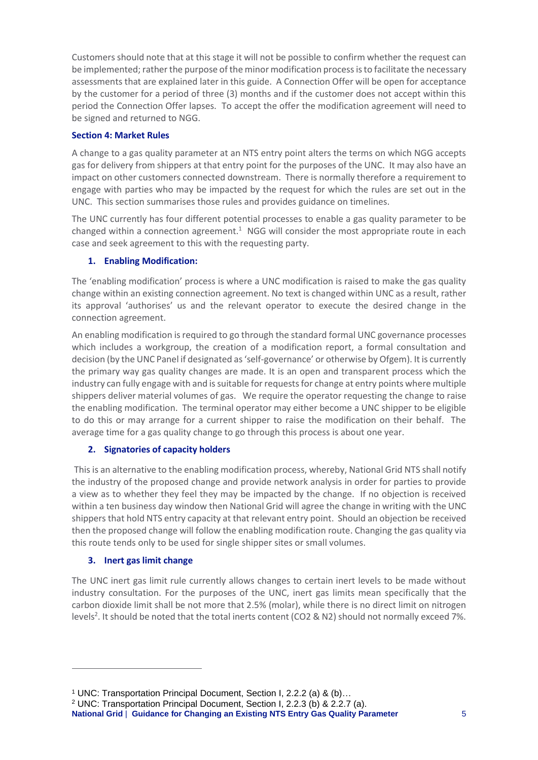Customers should note that at this stage it will not be possible to confirm whether the request can be implemented; rather the purpose of the minor modification process is to facilitate the necessary assessments that are explained later in this guide. A Connection Offer will be open for acceptance by the customer for a period of three (3) months and if the customer does not accept within this period the Connection Offer lapses. To accept the offer the modification agreement will need to be signed and returned to NGG.

### Section 4: Market Rules

A change to a gas quality parameter at an NTS entry point alters the terms on which NGG accepts gas for delivery from shippers at that entry point for the purposes of the UNC. It may also have an impact on other customers connected downstream. There is normally therefore a requirement to engage with parties who may be impacted by the request for which the rules are set out in the UNC. This section summarises those rules and provides guidance on timelines.

The UNC currently has four different potential processes to enable a gas quality parameter to be changed within a connection agreement.[1] NGG will consider the most appropriate route in each case and seek agreement to this with the requesting party.

#### 1. Enabling Modification:

The 'enabling modification' process is where a UNC modification is raised to make the gas quality change within an existing connection agreement. No text is changed within UNC as a result, rather its approval 'authorises' us and the relevant operator to execute the desired change in the connection agreement.

An enabling modification is required to go through the standard formal UNC governance processes which includes a workgroup, the creation of a modification report, a formal consultation and decision (by the UNC Panel if designated as 'self-governance' or otherwise by Ofgem). It is currently the primary way gas quality changes are made. It is an open and transparent process which the industry can fully engage with and is suitable for requests for change at entry points where multiple shippers deliver material volumes of gas. We require the operator requesting the change to raise the enabling modification. The terminal operator may either become a UNC shipper to be eligible to do this or may arrange for a current shipper to raise the modification on their behalf. The average time for a gas quality change to go through this process is about one year.

#### 2. Signatories of capacity holders

This is an alternative to the enabling modification process, whereby, National Grid NTS shall notify the industry of the proposed change and provide network analysis in order for parties to provide a view as to whether they feel they may be impacted by the change. If no objection is received within a ten business day window then National Grid will agree the change in writing with the UNC shippers that hold NTS entry capacity at that relevant entry point. Should an objection be received then the proposed change will follow the enabling modification route. Changing the gas quality via this route tends only to be used for single shipper sites or small volumes.

#### 3. Inert gas limit change

The UNC inert gas limit rule currently allows changes to certain inert levels to be made without industry consultation. For the purposes of the UNC, inert gas limits mean specifically that the carbon dioxide limit shall be not more that 2.5% (molar), while there is no direct limit on nitrogen levels[2]. It should be noted that the total inerts content ($CO_2$ & $N_2$) should not normally exceed 7%.

---

[1] UNC: Transportation Principal Document, Section I, 2.2.2 (a) & (b)…

[2] UNC: Transportation Principal Document, Section I, 2.2.3 (b) & 2.2.7 (a).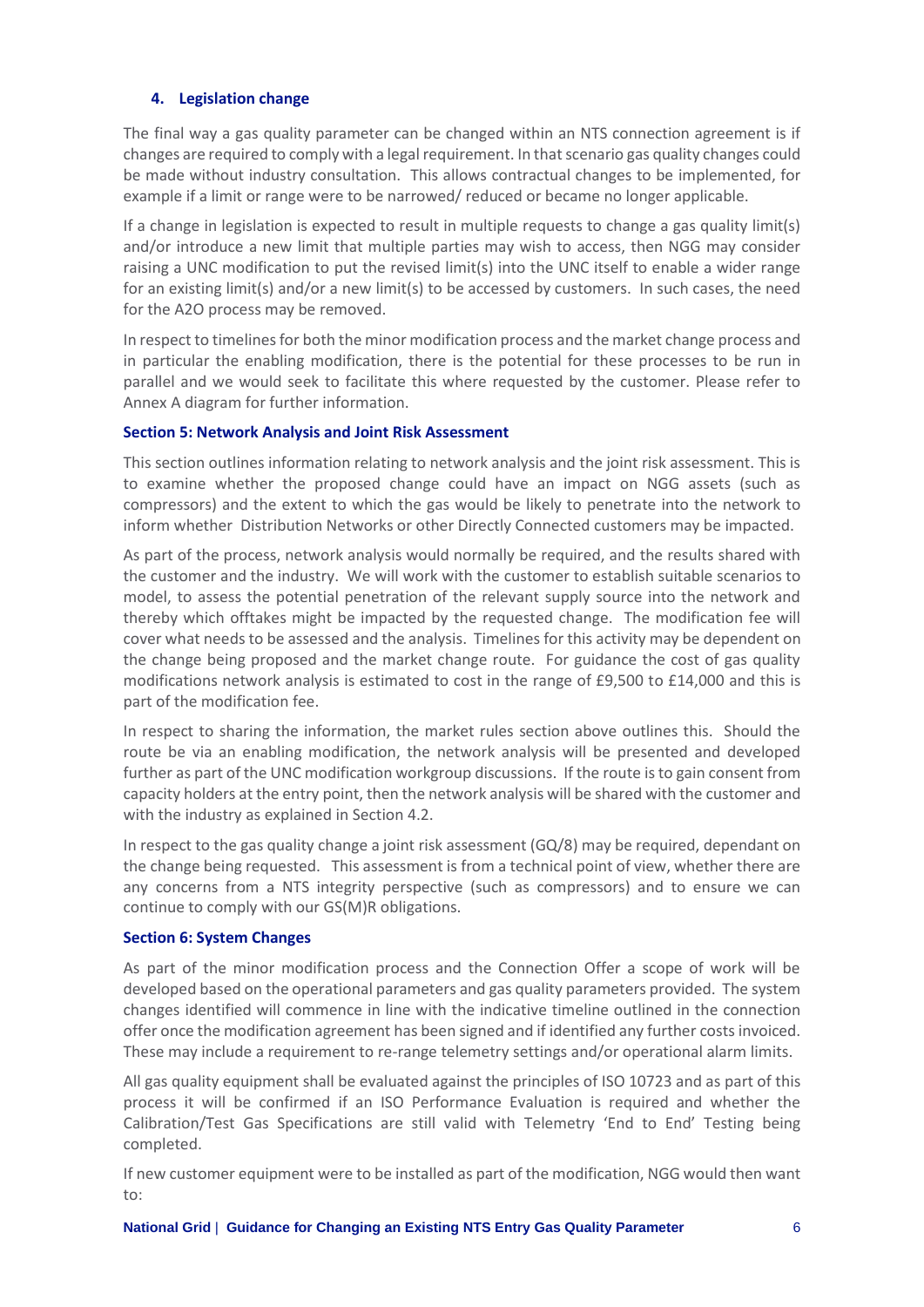#### 4. Legislation change

The final way a gas quality parameter can be changed within an NTS connection agreement is if changes are required to comply with a legal requirement. In that scenario gas quality changes could be made without industry consultation. This allows contractual changes to be implemented, for example if a limit or range were to be narrowed/ reduced or became no longer applicable.

If a change in legislation is expected to result in multiple requests to change a gas quality limit(s) and/or introduce a new limit that multiple parties may wish to access, then NGG may consider raising a UNC modification to put the revised limit(s) into the UNC itself to enable a wider range for an existing limit(s) and/or a new limit(s) to be accessed by customers. In such cases, the need for the A2O process may be removed.

In respect to timelines for both the minor modification process and the market change process and in particular the enabling modification, there is the potential for these processes to be run in parallel and we would seek to facilitate this where requested by the customer. Please refer to Annex A diagram for further information.

### Section 5: Network Analysis and Joint Risk Assessment

This section outlines information relating to network analysis and the joint risk assessment. This is to examine whether the proposed change could have an impact on NGG assets (such as compressors) and the extent to which the gas would be likely to penetrate into the network to inform whether Distribution Networks or other Directly Connected customers may be impacted.

As part of the process, network analysis would normally be required, and the results shared with the customer and the industry. We will work with the customer to establish suitable scenarios to model, to assess the potential penetration of the relevant supply source into the network and thereby which offtakes might be impacted by the requested change. The modification fee will cover what needs to be assessed and the analysis. Timelines for this activity may be dependent on the change being proposed and the market change route. For guidance the cost of gas quality modifications network analysis is estimated to cost in the range of £9,500 to £14,000 and this is part of the modification fee.

In respect to sharing the information, the market rules section above outlines this. Should the route be via an enabling modification, the network analysis will be presented and developed further as part of the UNC modification workgroup discussions. If the route is to gain consent from capacity holders at the entry point, then the network analysis will be shared with the customer and with the industry as explained in Section 4.2.

In respect to the gas quality change a joint risk assessment (GQ/8) may be required, dependant on the change being requested. This assessment is from a technical point of view, whether there are any concerns from a NTS integrity perspective (such as compressors) and to ensure we can continue to comply with our GS(M)R obligations.

### Section 6: System Changes

As part of the minor modification process and the Connection Offer a scope of work will be developed based on the operational parameters and gas quality parameters provided. The system changes identified will commence in line with the indicative timeline outlined in the connection offer once the modification agreement has been signed and if identified any further costs invoiced. These may include a requirement to re-range telemetry settings and/or operational alarm limits.

All gas quality equipment shall be evaluated against the principles of ISO 10723 and as part of this process it will be confirmed if an ISO Performance Evaluation is required and whether the Calibration/Test Gas Specifications are still valid with Telemetry 'End to End' Testing being completed.

If new customer equipment were to be installed as part of the modification, NGG would then want to: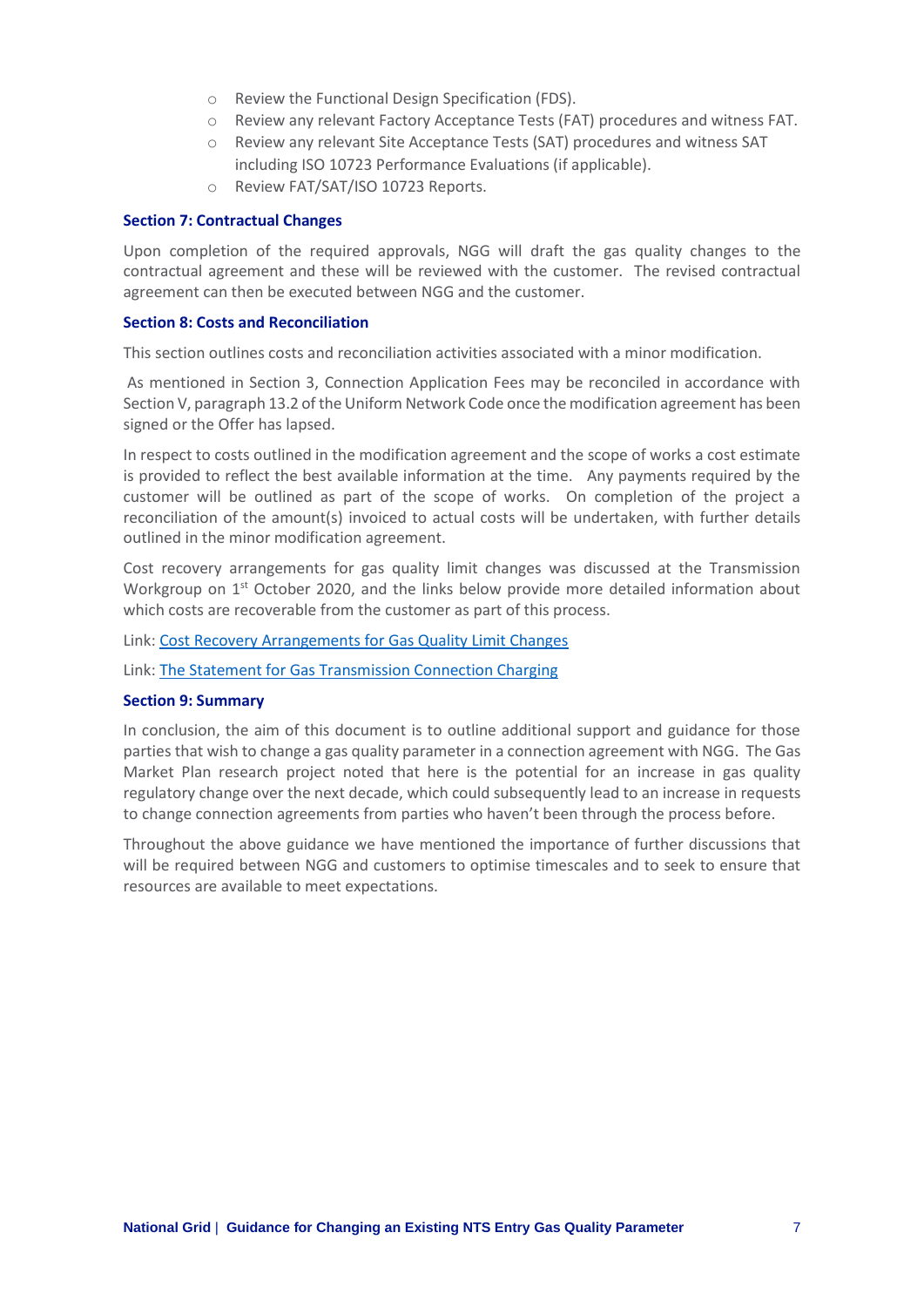- Review the Functional Design Specification (FDS).
- Review any relevant Factory Acceptance Tests (FAT) procedures and witness FAT.
- Review any relevant Site Acceptance Tests (SAT) procedures and witness SAT including ISO 10723 Performance Evaluations (if applicable).
- Review FAT/SAT/ISO 10723 Reports.

### Section 7: Contractual Changes

Upon completion of the required approvals, NGG will draft the gas quality changes to the contractual agreement and these will be reviewed with the customer. The revised contractual agreement can then be executed between NGG and the customer.

### Section 8: Costs and Reconciliation

This section outlines costs and reconciliation activities associated with a minor modification.

As mentioned in Section 3, Connection Application Fees may be reconciled in accordance with Section V, paragraph 13.2 of the Uniform Network Code once the modification agreement has been signed or the Offer has lapsed.

In respect to costs outlined in the modification agreement and the scope of works a cost estimate is provided to reflect the best available information at the time. Any payments required by the customer will be outlined as part of the scope of works. On completion of the project a reconciliation of the amount(s) invoiced to actual costs will be undertaken, with further details outlined in the minor modification agreement.

Cost recovery arrangements for gas quality limit changes was discussed at the Transmission Workgroup on 1st October 2020, and the links below provide more detailed information about which costs are recoverable from the customer as part of this process.

Link: Cost Recovery Arrangements for Gas Quality Limit Changes

Link: The Statement for Gas Transmission Connection Charging

### Section 9: Summary

In conclusion, the aim of this document is to outline additional support and guidance for those parties that wish to change a gas quality parameter in a connection agreement with NGG. The Gas Market Plan research project noted that here is the potential for an increase in gas quality regulatory change over the next decade, which could subsequently lead to an increase in requests to change connection agreements from parties who haven't been through the process before.

Throughout the above guidance we have mentioned the importance of further discussions that will be required between NGG and customers to optimise timescales and to seek to ensure that resources are available to meet expectations.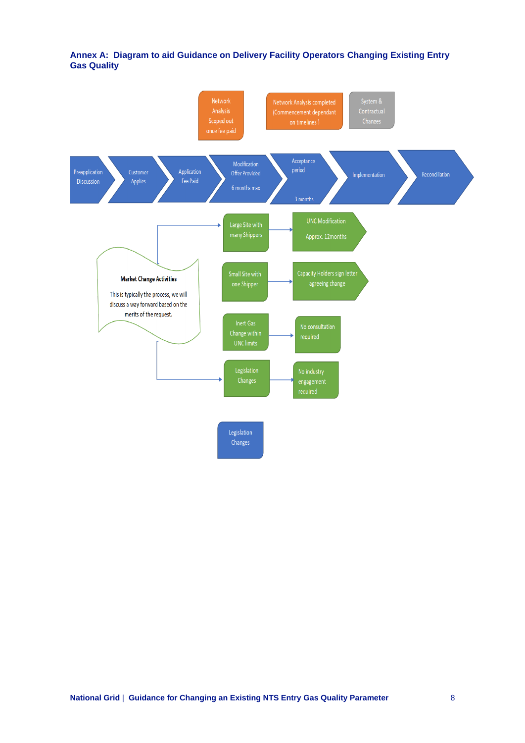## Annex A: Diagram to aid Guidance on Delivery Facility Operators Changing Existing Entry Gas Quality

Network Analysis Scoped out once fee paid

Network Analysis completed (Commencement dependant on timelines )

System & Contractual Changes

Preapplication Discussion → Customer Applies → Application Fee Paid → Modification Offer Provided 6 months max → Acceptance period 3 months → Implementation → Reconciliation

**Market Change Activities**

This is typically the process, we will discuss a way forward based on the merits of the request.

- Large Site with many Shippers → UNC Modification Approx. 12months
- Small Site with one Shipper → Capacity Holders sign letter agreeing change
- Inert Gas Change within UNC limits → No consultation required
- Legislation Changes → No industry engagement required

Legislation Changes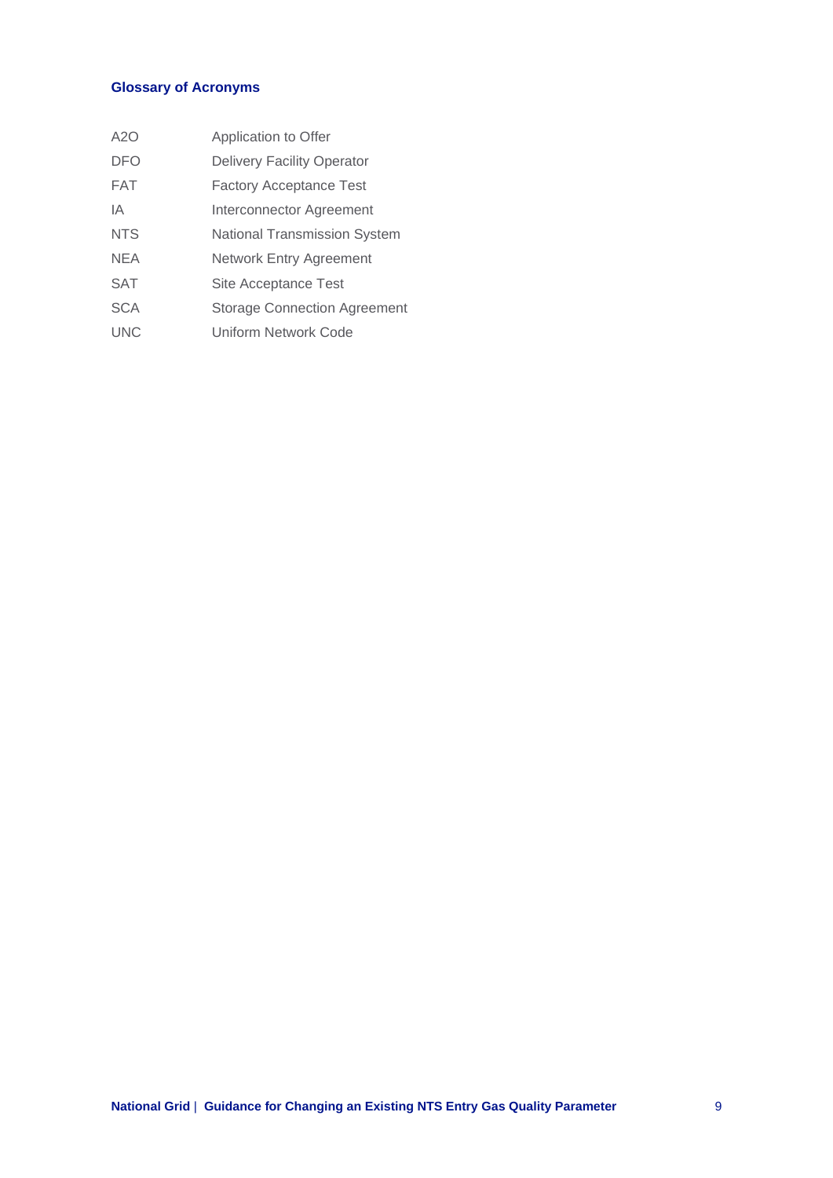## Glossary of Acronyms

| | |
|---|---|
| A2O | Application to Offer |
| DFO | Delivery Facility Operator |
| FAT | Factory Acceptance Test |
| IA | Interconnector Agreement |
| NTS | National Transmission System |
| NEA | Network Entry Agreement |
| SAT | Site Acceptance Test |
| SCA | Storage Connection Agreement |
| UNC | Uniform Network Code |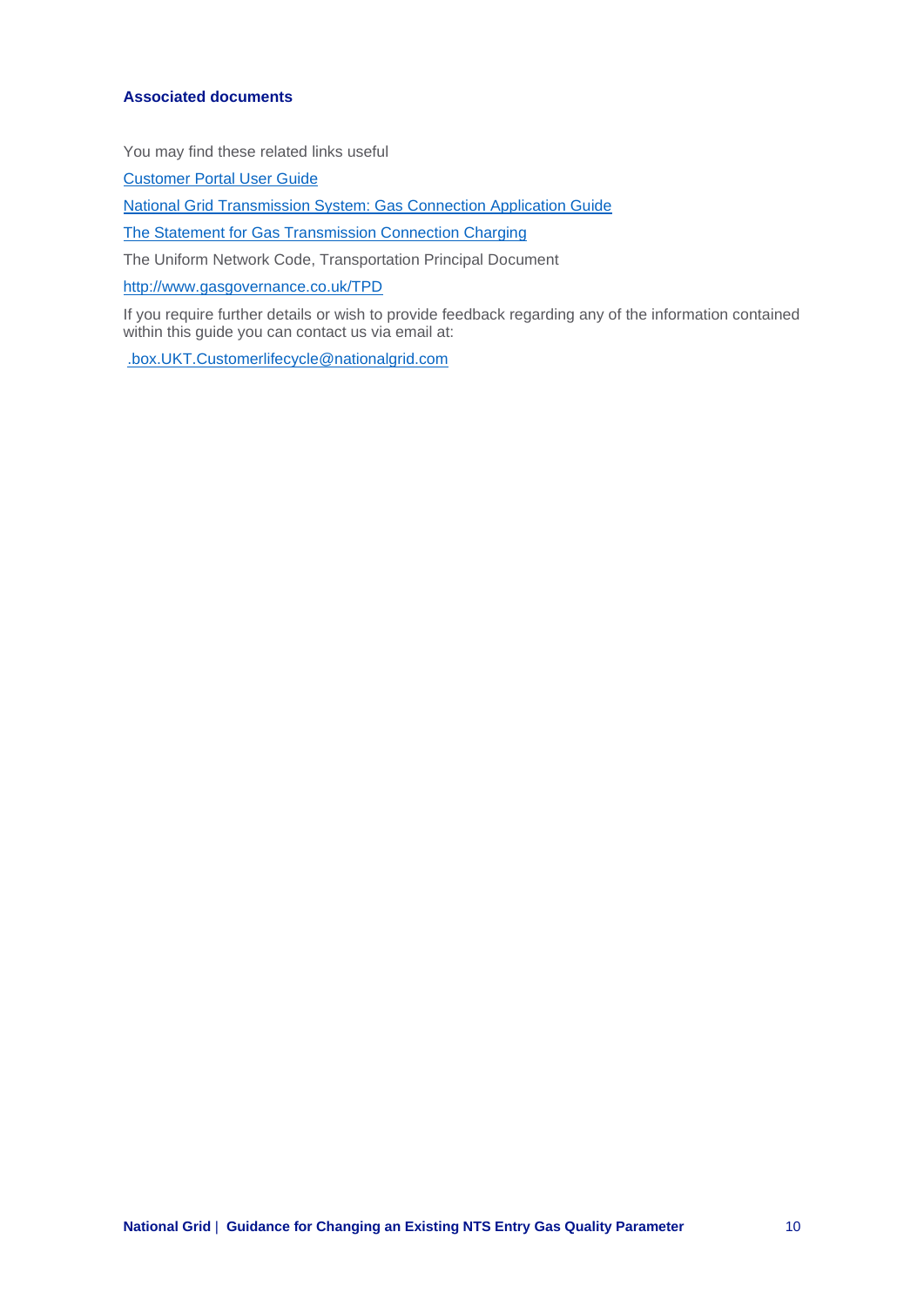### Associated documents

You may find these related links useful

Customer Portal User Guide

National Grid Transmission System: Gas Connection Application Guide

The Statement for Gas Transmission Connection Charging

The Uniform Network Code, Transportation Principal Document

http://www.gasgovernance.co.uk/TPD

If you require further details or wish to provide feedback regarding any of the information contained within this guide you can contact us via email at:

.box.UKT.Customerlifecycle@nationalgrid.com